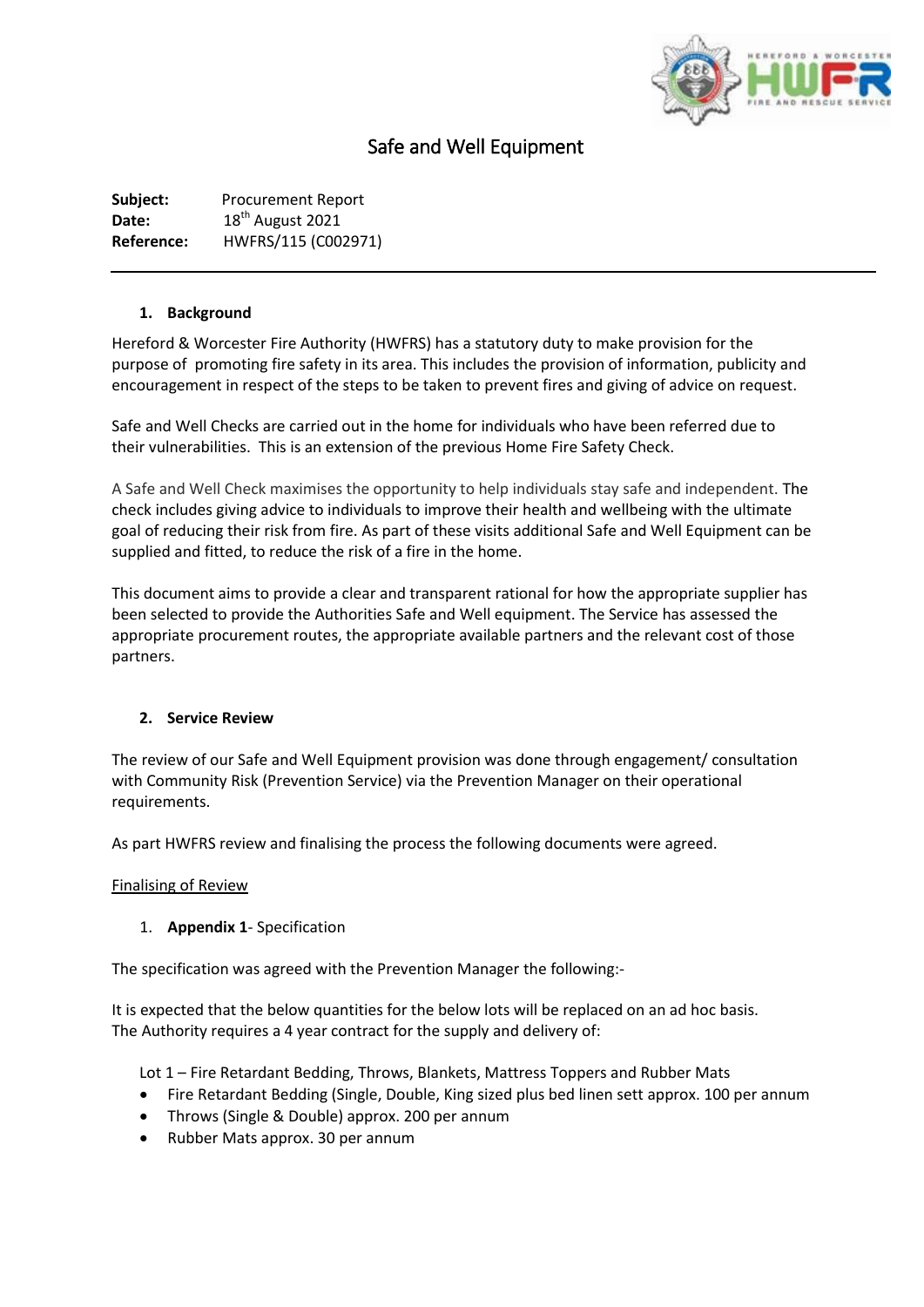# Safe and Well Equipment

**Subject:** Procurement Report
**Date:** 18th August 2021
**Reference:** HWFRS/115 (C002971)

---

## 1. Background

Hereford & Worcester Fire Authority (HWFRS) has a statutory duty to make provision for the purpose of promoting fire safety in its area. This includes the provision of information, publicity and encouragement in respect of the steps to be taken to prevent fires and giving of advice on request.

Safe and Well Checks are carried out in the home for individuals who have been referred due to their vulnerabilities. This is an extension of the previous Home Fire Safety Check.

A Safe and Well Check maximises the opportunity to help individuals stay safe and independent. The check includes giving advice to individuals to improve their health and wellbeing with the ultimate goal of reducing their risk from fire. As part of these visits additional Safe and Well Equipment can be supplied and fitted, to reduce the risk of a fire in the home.

This document aims to provide a clear and transparent rational for how the appropriate supplier has been selected to provide the Authorities Safe and Well equipment. The Service has assessed the appropriate procurement routes, the appropriate available partners and the relevant cost of those partners.

## 2. Service Review

The review of our Safe and Well Equipment provision was done through engagement/ consultation with Community Risk (Prevention Service) via the Prevention Manager on their operational requirements.

As part HWFRS review and finalising the process the following documents were agreed.

Finalising of Review

1. **Appendix 1**- Specification

The specification was agreed with the Prevention Manager the following:-

It is expected that the below quantities for the below lots will be replaced on an ad hoc basis.
The Authority requires a 4 year contract for the supply and delivery of:

Lot 1 – Fire Retardant Bedding, Throws, Blankets, Mattress Toppers and Rubber Mats

- Fire Retardant Bedding (Single, Double, King sized plus bed linen sett approx. 100 per annum
- Throws (Single & Double) approx. 200 per annum
- Rubber Mats approx. 30 per annum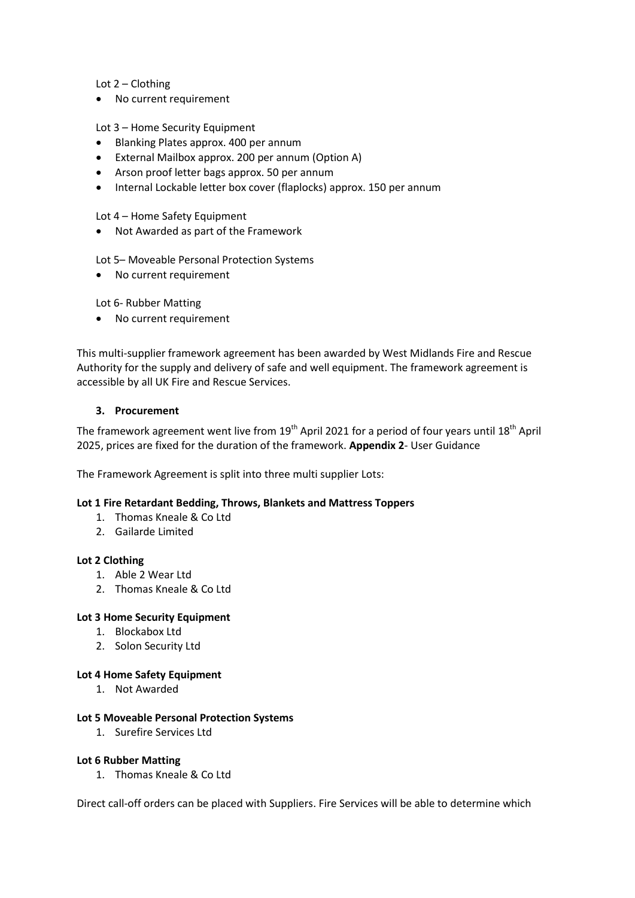Lot 2 – Clothing

- No current requirement

Lot 3 – Home Security Equipment

- Blanking Plates approx. 400 per annum
- External Mailbox approx. 200 per annum (Option A)
- Arson proof letter bags approx. 50 per annum
- Internal Lockable letter box cover (flaplocks) approx. 150 per annum

Lot 4 – Home Safety Equipment

- Not Awarded as part of the Framework

Lot 5– Moveable Personal Protection Systems

- No current requirement

Lot 6- Rubber Matting

- No current requirement

This multi-supplier framework agreement has been awarded by West Midlands Fire and Rescue Authority for the supply and delivery of safe and well equipment. The framework agreement is accessible by all UK Fire and Rescue Services.

### 3. Procurement

The framework agreement went live from 19th April 2021 for a period of four years until 18th April 2025, prices are fixed for the duration of the framework. **Appendix 2**- User Guidance

The Framework Agreement is split into three multi supplier Lots:

**Lot 1 Fire Retardant Bedding, Throws, Blankets and Mattress Toppers**

1. Thomas Kneale & Co Ltd
2. Gailarde Limited

**Lot 2 Clothing**

1. Able 2 Wear Ltd
2. Thomas Kneale & Co Ltd

**Lot 3 Home Security Equipment**

1. Blockabox Ltd
2. Solon Security Ltd

**Lot 4 Home Safety Equipment**

1. Not Awarded

**Lot 5 Moveable Personal Protection Systems**

1. Surefire Services Ltd

**Lot 6 Rubber Matting**

1. Thomas Kneale & Co Ltd

Direct call-off orders can be placed with Suppliers. Fire Services will be able to determine which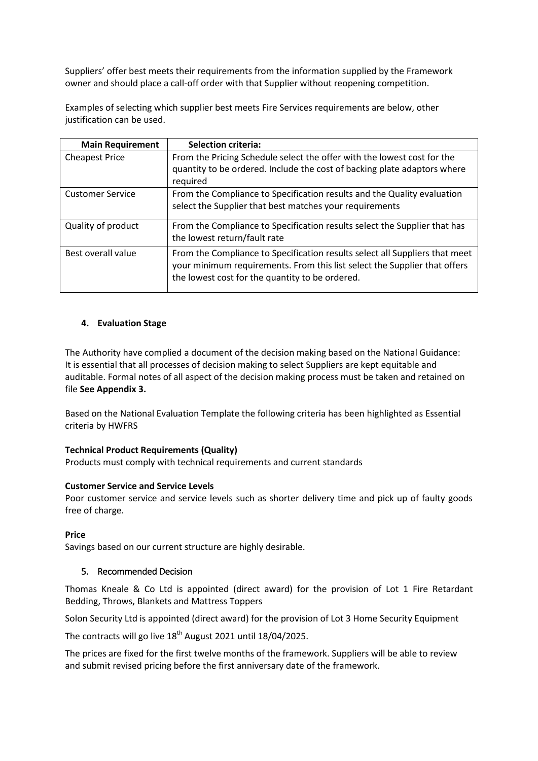Suppliers' offer best meets their requirements from the information supplied by the Framework owner and should place a call-off order with that Supplier without reopening competition.

Examples of selecting which supplier best meets Fire Services requirements are below, other justification can be used.

| Main Requirement | Selection criteria: |
|---|---|
| Cheapest Price | From the Pricing Schedule select the offer with the lowest cost for the quantity to be ordered. Include the cost of backing plate adaptors where required |
| Customer Service | From the Compliance to Specification results and the Quality evaluation select the Supplier that best matches your requirements |
| Quality of product | From the Compliance to Specification results select the Supplier that has the lowest return/fault rate |
| Best overall value | From the Compliance to Specification results select all Suppliers that meet your minimum requirements. From this list select the Supplier that offers the lowest cost for the quantity to be ordered. |

## 4. Evaluation Stage

The Authority have complied a document of the decision making based on the National Guidance: It is essential that all processes of decision making to select Suppliers are kept equitable and auditable. Formal notes of all aspect of the decision making process must be taken and retained on file **See Appendix 3.**

Based on the National Evaluation Template the following criteria has been highlighted as Essential criteria by HWFRS

**Technical Product Requirements (Quality)**
Products must comply with technical requirements and current standards

**Customer Service and Service Levels**
Poor customer service and service levels such as shorter delivery time and pick up of faulty goods free of charge.

**Price**
Savings based on our current structure are highly desirable.

## 5. Recommended Decision

Thomas Kneale & Co Ltd is appointed (direct award) for the provision of Lot 1 Fire Retardant Bedding, Throws, Blankets and Mattress Toppers

Solon Security Ltd is appointed (direct award) for the provision of Lot 3 Home Security Equipment

The contracts will go live 18th August 2021 until 18/04/2025.

The prices are fixed for the first twelve months of the framework. Suppliers will be able to review and submit revised pricing before the first anniversary date of the framework.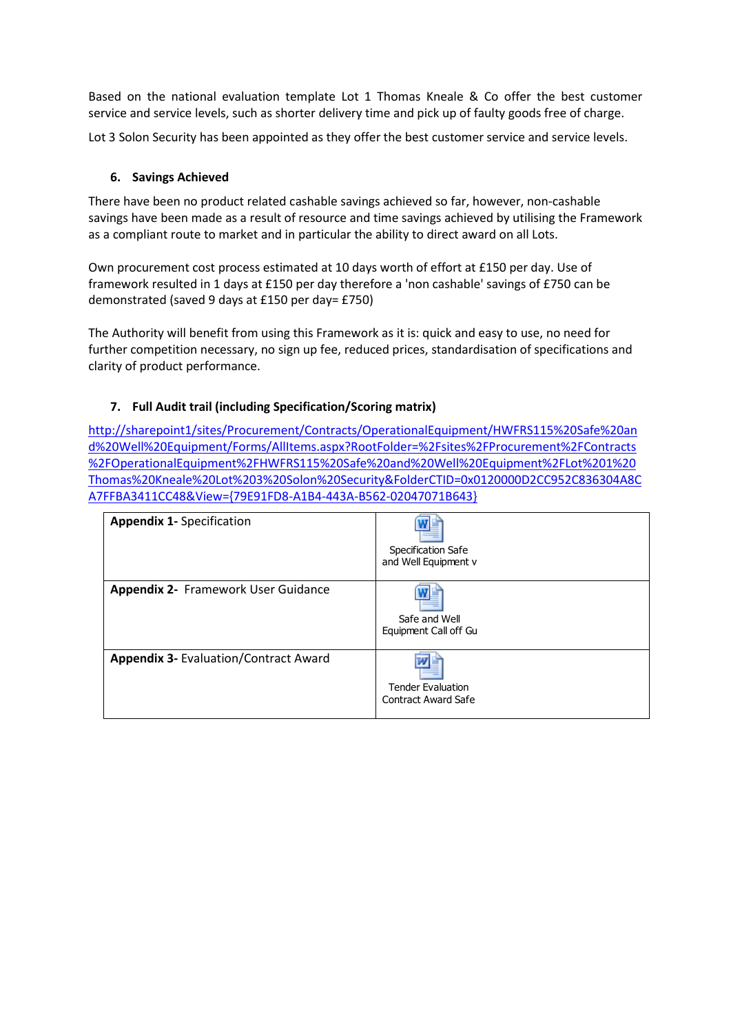Based on the national evaluation template Lot 1 Thomas Kneale & Co offer the best customer service and service levels, such as shorter delivery time and pick up of faulty goods free of charge.

Lot 3 Solon Security has been appointed as they offer the best customer service and service levels.

## 6. Savings Achieved

There have been no product related cashable savings achieved so far, however, non-cashable savings have been made as a result of resource and time savings achieved by utilising the Framework as a compliant route to market and in particular the ability to direct award on all Lots.

Own procurement cost process estimated at 10 days worth of effort at £150 per day. Use of framework resulted in 1 days at £150 per day therefore a 'non cashable' savings of £750 can be demonstrated (saved 9 days at £150 per day= £750)

The Authority will benefit from using this Framework as it is: quick and easy to use, no need for further competition necessary, no sign up fee, reduced prices, standardisation of specifications and clarity of product performance.

## 7. Full Audit trail (including Specification/Scoring matrix)

http://sharepoint1/sites/Procurement/Contracts/OperationalEquipment/HWFRS115%20Safe%20and%20Well%20Equipment/Forms/AllItems.aspx?RootFolder=%2Fsites%2FProcurement%2FContracts%2FOperationalEquipment%2FHWFRS115%20Safe%20and%20Well%20Equipment%2FLot%201%20Thomas%20Kneale%20Lot%203%20Solon%20Security&FolderCTID=0x0120000D2CC952C836304A8CA7FFBA3411CC48&View={79E91FD8-A1B4-443A-B562-02047071B643}

| | |
|---|---|
| **Appendix 1-** Specification | Specification Safe and Well Equipment v |
| **Appendix 2-** Framework User Guidance | Safe and Well Equipment Call off Gu |
| **Appendix 3-** Evaluation/Contract Award | Tender Evaluation Contract Award Safe |